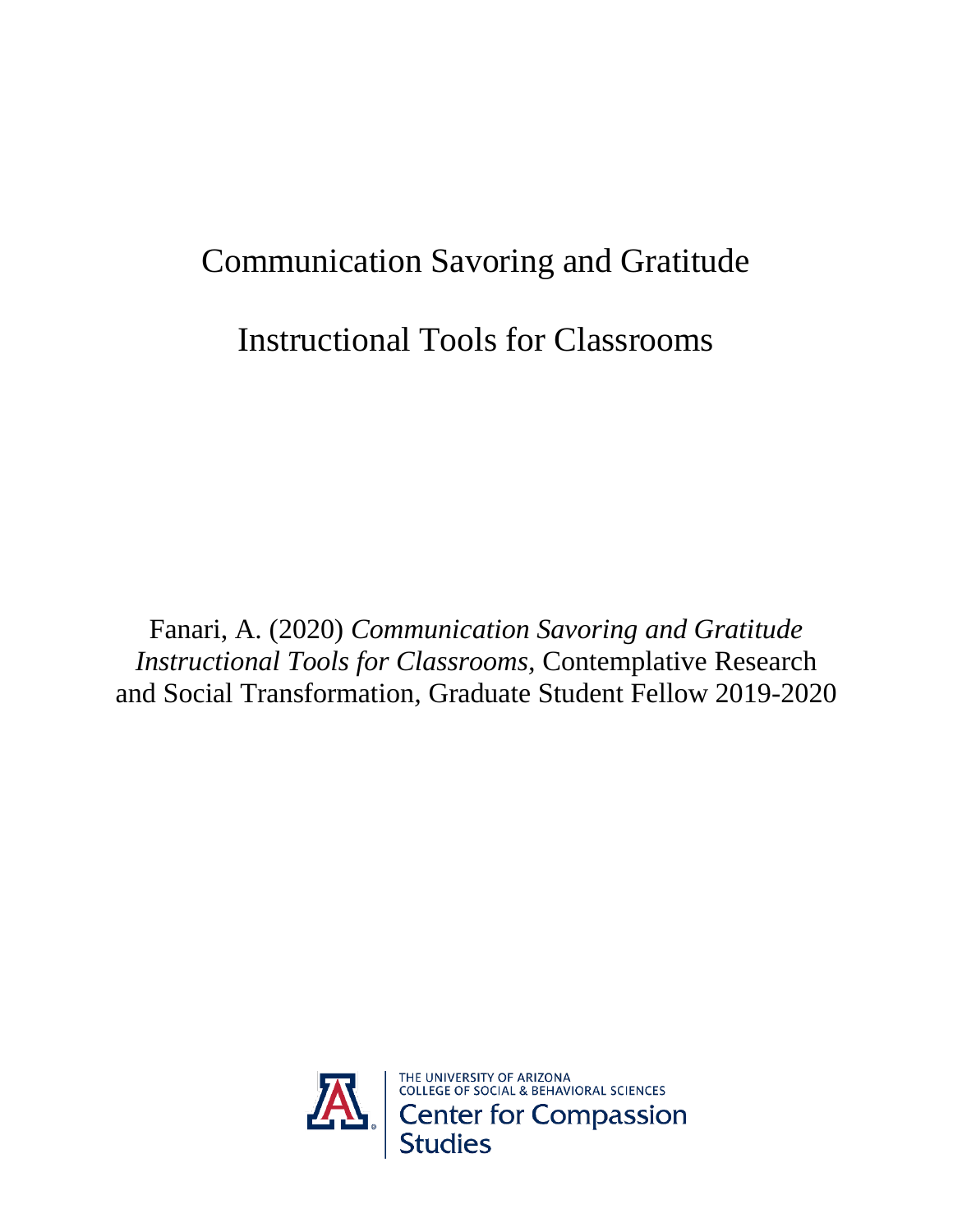# Communication Savoring and Gratitude

# Instructional Tools for Classrooms

Fanari, A. (2020) *Communication Savoring and Gratitude Instructional Tools for Classrooms*, Contemplative Research and Social Transformation, Graduate Student Fellow 2019-2020

THE UNIVERSITY OF ARIZONA
COLLEGE OF SOCIAL & BEHAVIORAL SCIENCES
Center for Compassion Studies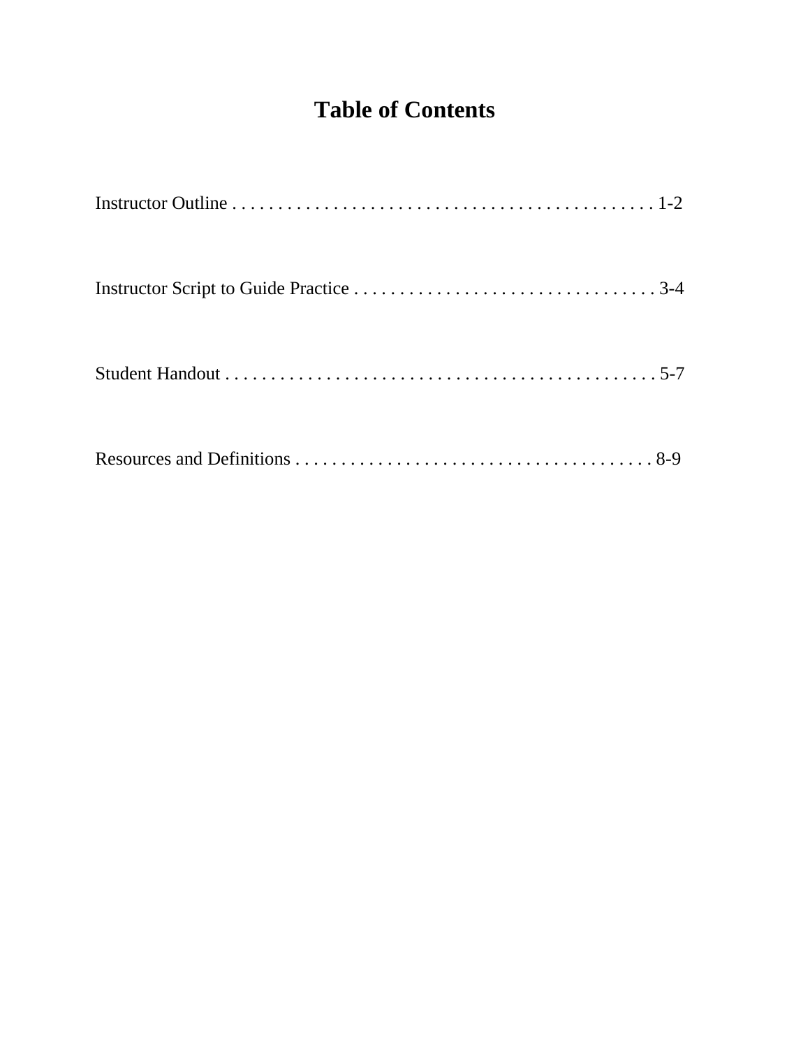# Table of Contents

Instructor Outline . . . . . . . . . . . . . . . . . . . . . . . . . . . . . . . . . . . . . . . . . . . . . 1-2

Instructor Script to Guide Practice . . . . . . . . . . . . . . . . . . . . . . . . . . . . . . . . . 3-4

Student Handout . . . . . . . . . . . . . . . . . . . . . . . . . . . . . . . . . . . . . . . . . . . . . . 5-7

Resources and Definitions . . . . . . . . . . . . . . . . . . . . . . . . . . . . . . . . . . . . . . . 8-9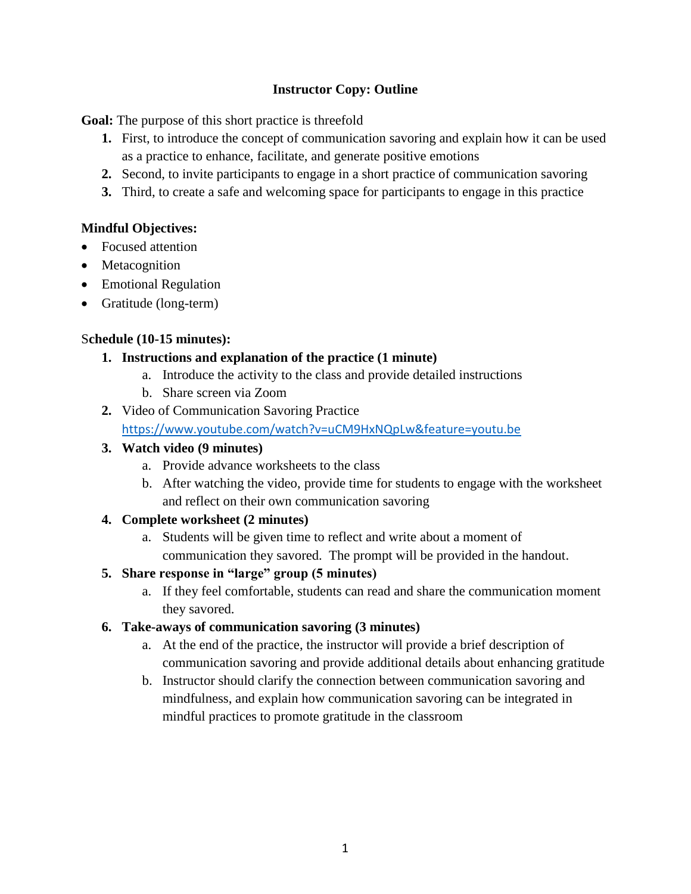**Instructor Copy: Outline**

**Goal:** The purpose of this short practice is threefold

1. First, to introduce the concept of communication savoring and explain how it can be used as a practice to enhance, facilitate, and generate positive emotions
2. Second, to invite participants to engage in a short practice of communication savoring
3. Third, to create a safe and welcoming space for participants to engage in this practice

**Mindful Objectives:**

- Focused attention
- Metacognition
- Emotional Regulation
- Gratitude (long-term)

S**chedule (10-15 minutes):**

1. **Instructions and explanation of the practice (1 minute)**
   a. Introduce the activity to the class and provide detailed instructions
   b. Share screen via Zoom
2. Video of Communication Savoring Practice
   https://www.youtube.com/watch?v=uCM9HxNQpLw&feature=youtu.be
3. **Watch video (9 minutes)**
   a. Provide advance worksheets to the class
   b. After watching the video, provide time for students to engage with the worksheet and reflect on their own communication savoring
4. **Complete worksheet (2 minutes)**
   a. Students will be given time to reflect and write about a moment of communication they savored. The prompt will be provided in the handout.
5. **Share response in "large" group (5 minutes)**
   a. If they feel comfortable, students can read and share the communication moment they savored.
6. **Take-aways of communication savoring (3 minutes)**
   a. At the end of the practice, the instructor will provide a brief description of communication savoring and provide additional details about enhancing gratitude
   b. Instructor should clarify the connection between communication savoring and mindfulness, and explain how communication savoring can be integrated in mindful practices to promote gratitude in the classroom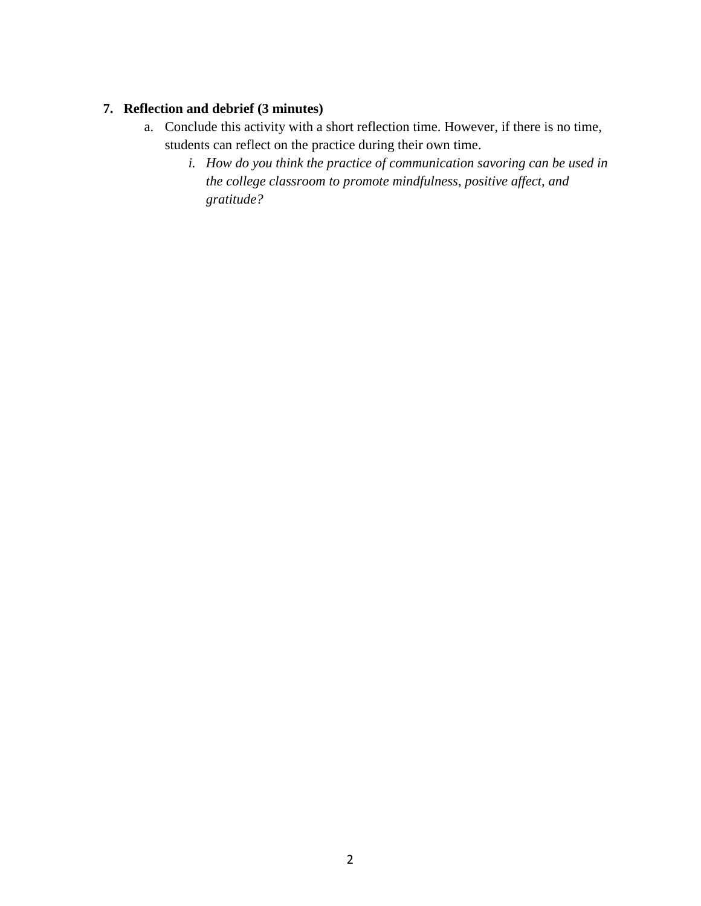7. **Reflection and debrief (3 minutes)**
    a. Conclude this activity with a short reflection time. However, if there is no time, students can reflect on the practice during their own time.
        i. *How do you think the practice of communication savoring can be used in the college classroom to promote mindfulness, positive affect, and gratitude?*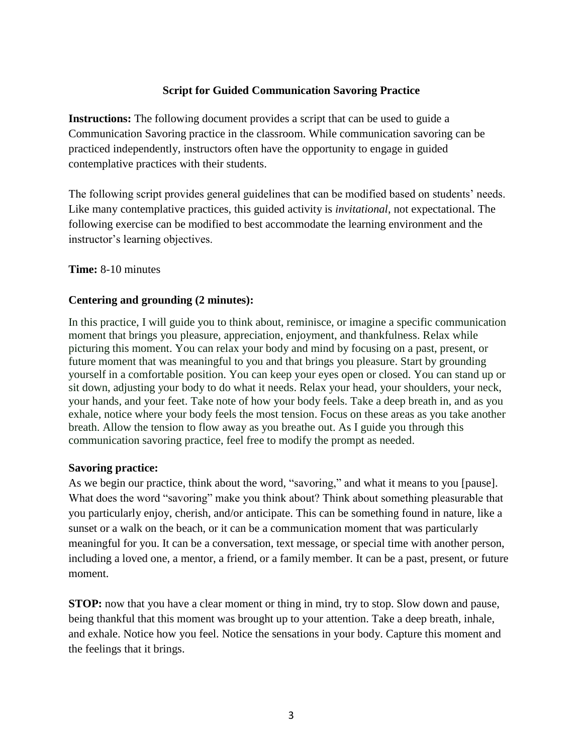# Script for Guided Communication Savoring Practice

**Instructions:** The following document provides a script that can be used to guide a Communication Savoring practice in the classroom. While communication savoring can be practiced independently, instructors often have the opportunity to engage in guided contemplative practices with their students.

The following script provides general guidelines that can be modified based on students' needs. Like many contemplative practices, this guided activity is *invitational*, not expectational. The following exercise can be modified to best accommodate the learning environment and the instructor's learning objectives.

**Time:** 8-10 minutes

**Centering and grounding (2 minutes):**

In this practice, I will guide you to think about, reminisce, or imagine a specific communication moment that brings you pleasure, appreciation, enjoyment, and thankfulness. Relax while picturing this moment. You can relax your body and mind by focusing on a past, present, or future moment that was meaningful to you and that brings you pleasure. Start by grounding yourself in a comfortable position. You can keep your eyes open or closed. You can stand up or sit down, adjusting your body to do what it needs. Relax your head, your shoulders, your neck, your hands, and your feet. Take note of how your body feels. Take a deep breath in, and as you exhale, notice where your body feels the most tension. Focus on these areas as you take another breath. Allow the tension to flow away as you breathe out. As I guide you through this communication savoring practice, feel free to modify the prompt as needed.

**Savoring practice:**

As we begin our practice, think about the word, "savoring," and what it means to you [pause]. What does the word "savoring" make you think about? Think about something pleasurable that you particularly enjoy, cherish, and/or anticipate. This can be something found in nature, like a sunset or a walk on the beach, or it can be a communication moment that was particularly meaningful for you. It can be a conversation, text message, or special time with another person, including a loved one, a mentor, a friend, or a family member. It can be a past, present, or future moment.

**STOP:** now that you have a clear moment or thing in mind, try to stop. Slow down and pause, being thankful that this moment was brought up to your attention. Take a deep breath, inhale, and exhale. Notice how you feel. Notice the sensations in your body. Capture this moment and the feelings that it brings.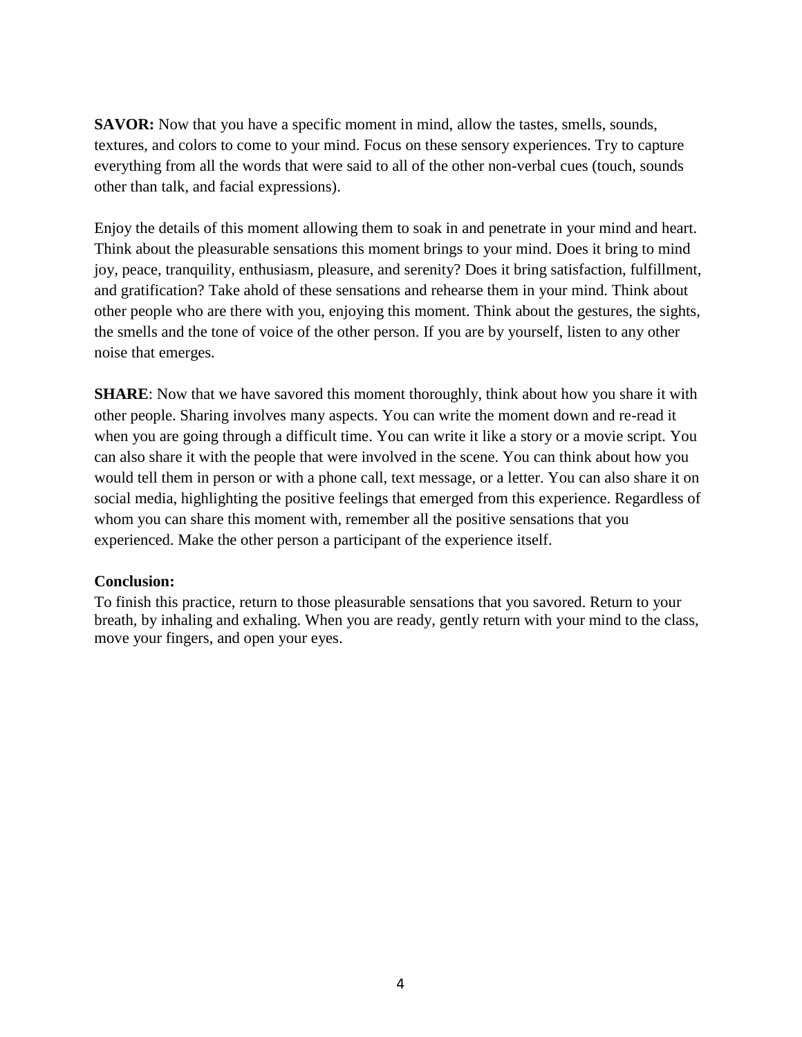**SAVOR:** Now that you have a specific moment in mind, allow the tastes, smells, sounds, textures, and colors to come to your mind. Focus on these sensory experiences. Try to capture everything from all the words that were said to all of the other non-verbal cues (touch, sounds other than talk, and facial expressions).

Enjoy the details of this moment allowing them to soak in and penetrate in your mind and heart. Think about the pleasurable sensations this moment brings to your mind. Does it bring to mind joy, peace, tranquility, enthusiasm, pleasure, and serenity? Does it bring satisfaction, fulfillment, and gratification? Take ahold of these sensations and rehearse them in your mind. Think about other people who are there with you, enjoying this moment. Think about the gestures, the sights, the smells and the tone of voice of the other person. If you are by yourself, listen to any other noise that emerges.

**SHARE**: Now that we have savored this moment thoroughly, think about how you share it with other people. Sharing involves many aspects. You can write the moment down and re-read it when you are going through a difficult time. You can write it like a story or a movie script. You can also share it with the people that were involved in the scene. You can think about how you would tell them in person or with a phone call, text message, or a letter. You can also share it on social media, highlighting the positive feelings that emerged from this experience. Regardless of whom you can share this moment with, remember all the positive sensations that you experienced. Make the other person a participant of the experience itself.

**Conclusion:**

To finish this practice, return to those pleasurable sensations that you savored. Return to your breath, by inhaling and exhaling. When you are ready, gently return with your mind to the class, move your fingers, and open your eyes.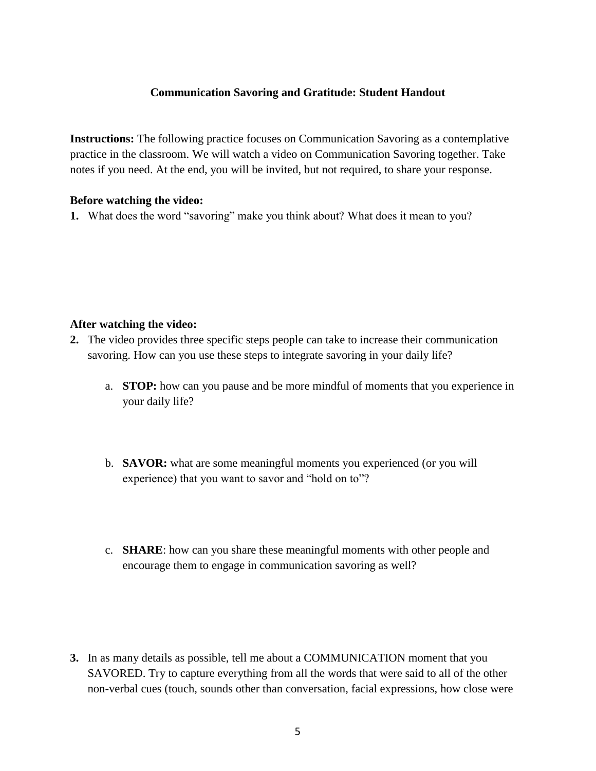## Communication Savoring and Gratitude: Student Handout

**Instructions:** The following practice focuses on Communication Savoring as a contemplative practice in the classroom. We will watch a video on Communication Savoring together. Take notes if you need. At the end, you will be invited, but not required, to share your response.

**Before watching the video:**

1. What does the word "savoring" make you think about? What does it mean to you?

**After watching the video:**

2. The video provides three specific steps people can take to increase their communication savoring. How can you use these steps to integrate savoring in your daily life?

    a. **STOP:** how can you pause and be more mindful of moments that you experience in your daily life?

    b. **SAVOR:** what are some meaningful moments you experienced (or you will experience) that you want to savor and "hold on to"?

    c. **SHARE**: how can you share these meaningful moments with other people and encourage them to engage in communication savoring as well?

3. In as many details as possible, tell me about a COMMUNICATION moment that you SAVORED. Try to capture everything from all the words that were said to all of the other non-verbal cues (touch, sounds other than conversation, facial expressions, how close were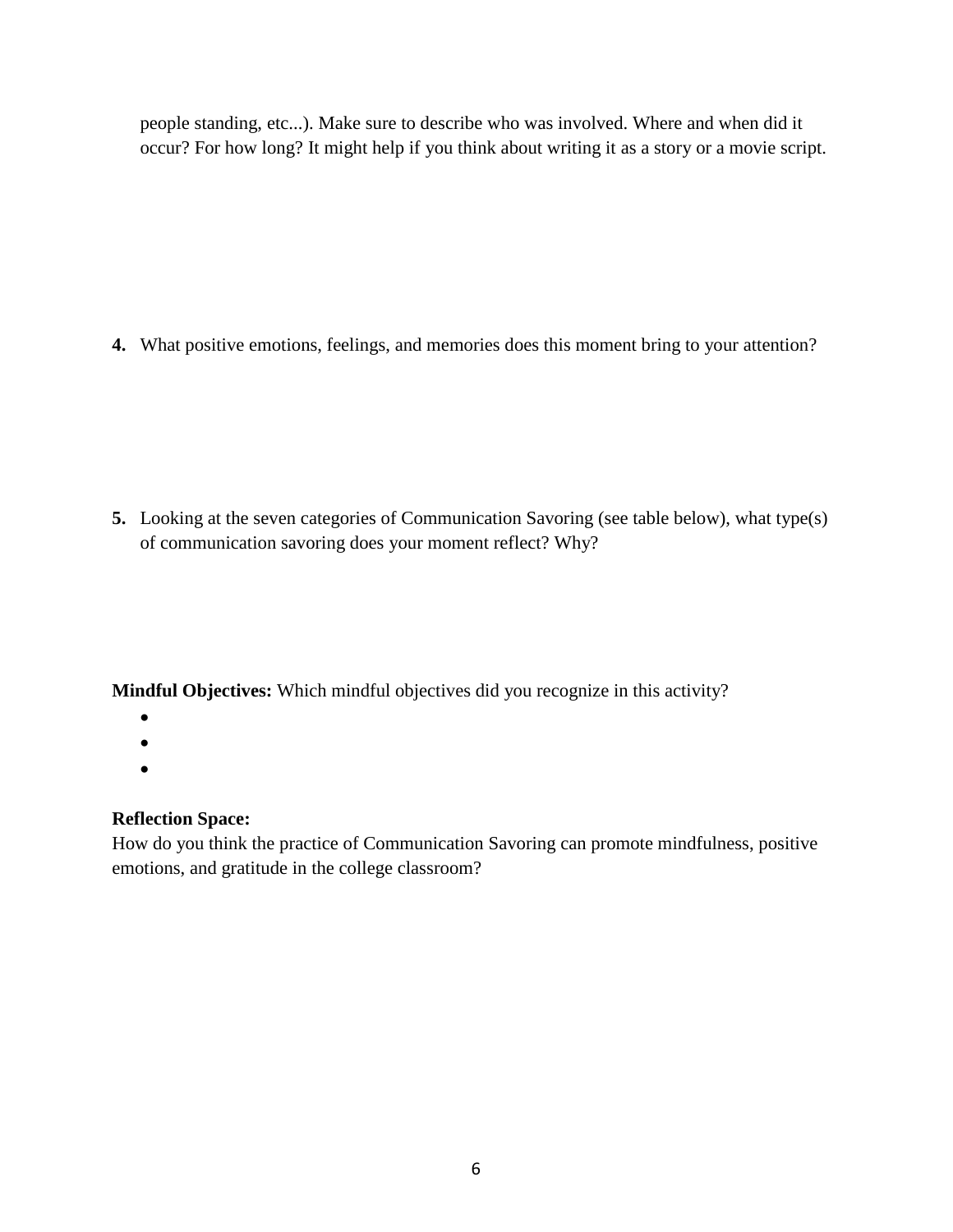people standing, etc...). Make sure to describe who was involved. Where and when did it occur? For how long? It might help if you think about writing it as a story or a movie script.

4. What positive emotions, feelings, and memories does this moment bring to your attention?

5. Looking at the seven categories of Communication Savoring (see table below), what type(s) of communication savoring does your moment reflect? Why?

**Mindful Objectives:** Which mindful objectives did you recognize in this activity?

- 
- 
- 

**Reflection Space:**

How do you think the practice of Communication Savoring can promote mindfulness, positive emotions, and gratitude in the college classroom?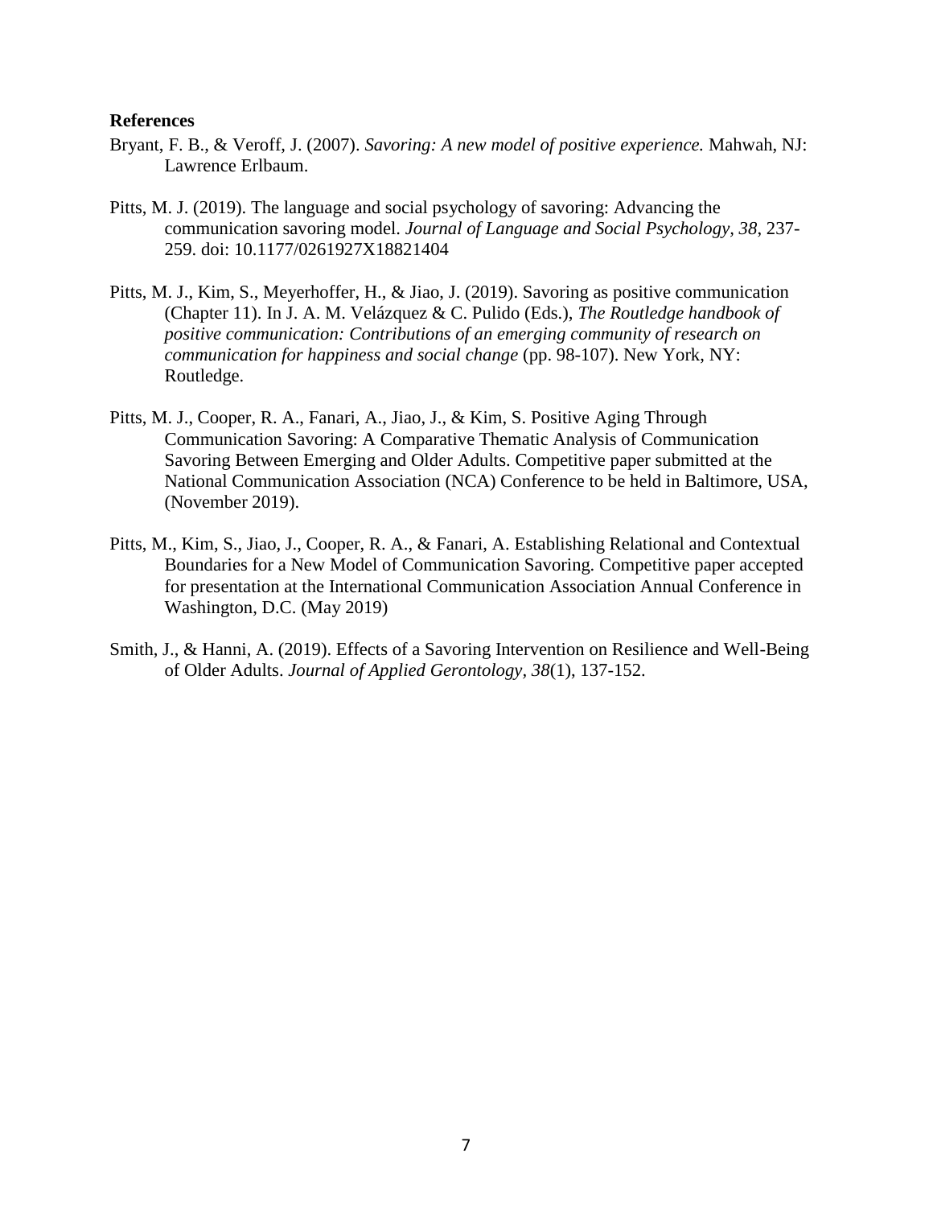**References**

Bryant, F. B., & Veroff, J. (2007). *Savoring: A new model of positive experience.* Mahwah, NJ: Lawrence Erlbaum.

Pitts, M. J. (2019). The language and social psychology of savoring: Advancing the communication savoring model. *Journal of Language and Social Psychology, 38*, 237-259. doi: 10.1177/0261927X18821404

Pitts, M. J., Kim, S., Meyerhoffer, H., & Jiao, J. (2019). Savoring as positive communication (Chapter 11). In J. A. M. Velázquez & C. Pulido (Eds.), *The Routledge handbook of positive communication: Contributions of an emerging community of research on communication for happiness and social change* (pp. 98-107). New York, NY: Routledge.

Pitts, M. J., Cooper, R. A., Fanari, A., Jiao, J., & Kim, S. Positive Aging Through Communication Savoring: A Comparative Thematic Analysis of Communication Savoring Between Emerging and Older Adults. Competitive paper submitted at the National Communication Association (NCA) Conference to be held in Baltimore, USA, (November 2019).

Pitts, M., Kim, S., Jiao, J., Cooper, R. A., & Fanari, A. Establishing Relational and Contextual Boundaries for a New Model of Communication Savoring. Competitive paper accepted for presentation at the International Communication Association Annual Conference in Washington, D.C. (May 2019)

Smith, J., & Hanni, A. (2019). Effects of a Savoring Intervention on Resilience and Well-Being of Older Adults. *Journal of Applied Gerontology, 38*(1), 137-152.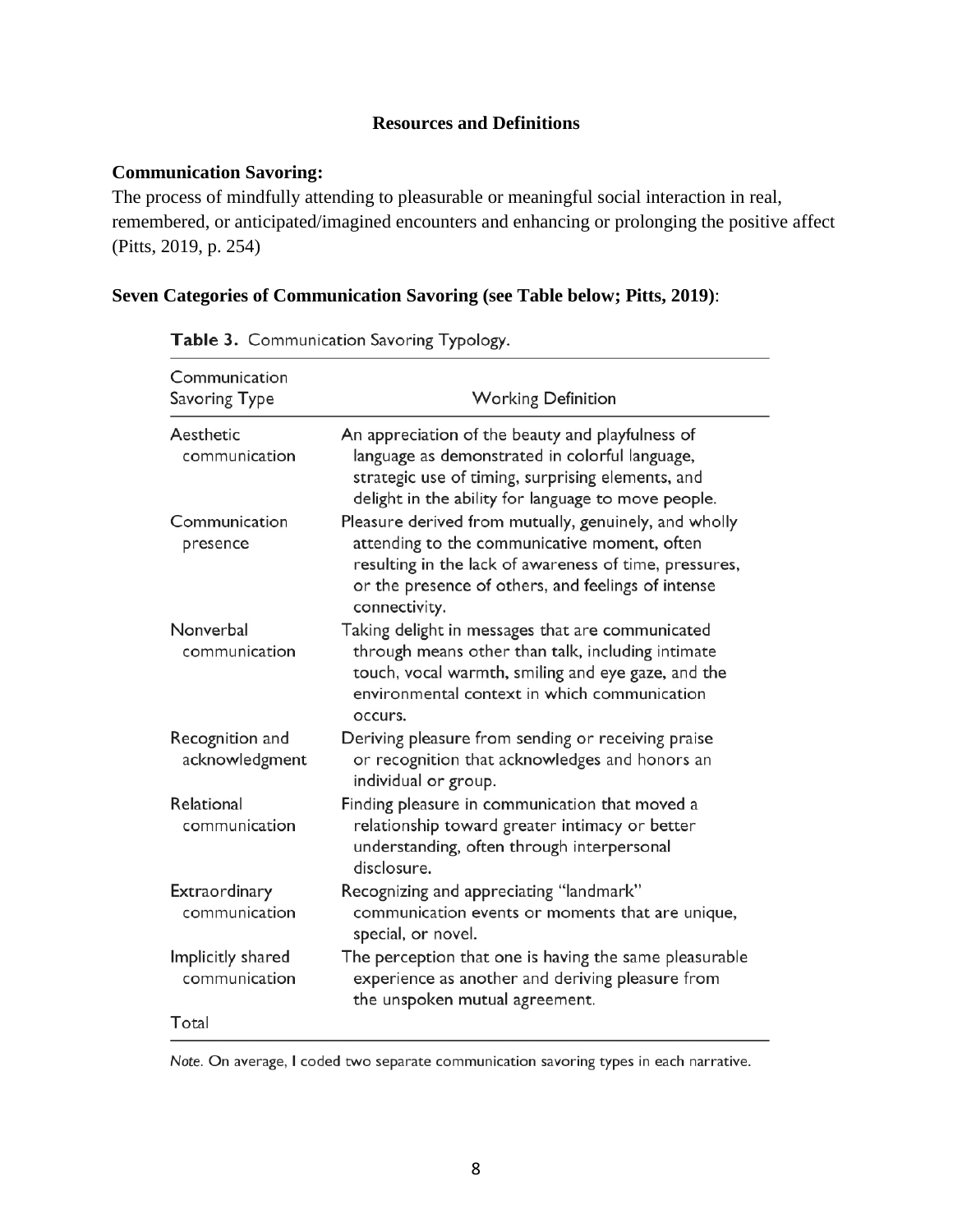## Resources and Definitions

**Communication Savoring:**

The process of mindfully attending to pleasurable or meaningful social interaction in real, remembered, or anticipated/imagined encounters and enhancing or prolonging the positive affect (Pitts, 2019, p. 254)

**Seven Categories of Communication Savoring (see Table below; Pitts, 2019)**:

**Table 3.** Communication Savoring Typology.

| Communication Savoring Type | Working Definition |
|---|---|
| Aesthetic communication | An appreciation of the beauty and playfulness of language as demonstrated in colorful language, strategic use of timing, surprising elements, and delight in the ability for language to move people. |
| Communication presence | Pleasure derived from mutually, genuinely, and wholly attending to the communicative moment, often resulting in the lack of awareness of time, pressures, or the presence of others, and feelings of intense connectivity. |
| Nonverbal communication | Taking delight in messages that are communicated through means other than talk, including intimate touch, vocal warmth, smiling and eye gaze, and the environmental context in which communication occurs. |
| Recognition and acknowledgment | Deriving pleasure from sending or receiving praise or recognition that acknowledges and honors an individual or group. |
| Relational communication | Finding pleasure in communication that moved a relationship toward greater intimacy or better understanding, often through interpersonal disclosure. |
| Extraordinary communication | Recognizing and appreciating "landmark" communication events or moments that are unique, special, or novel. |
| Implicitly shared communication | The perception that one is having the same pleasurable experience as another and deriving pleasure from the unspoken mutual agreement. |
| Total | |

*Note.* On average, I coded two separate communication savoring types in each narrative.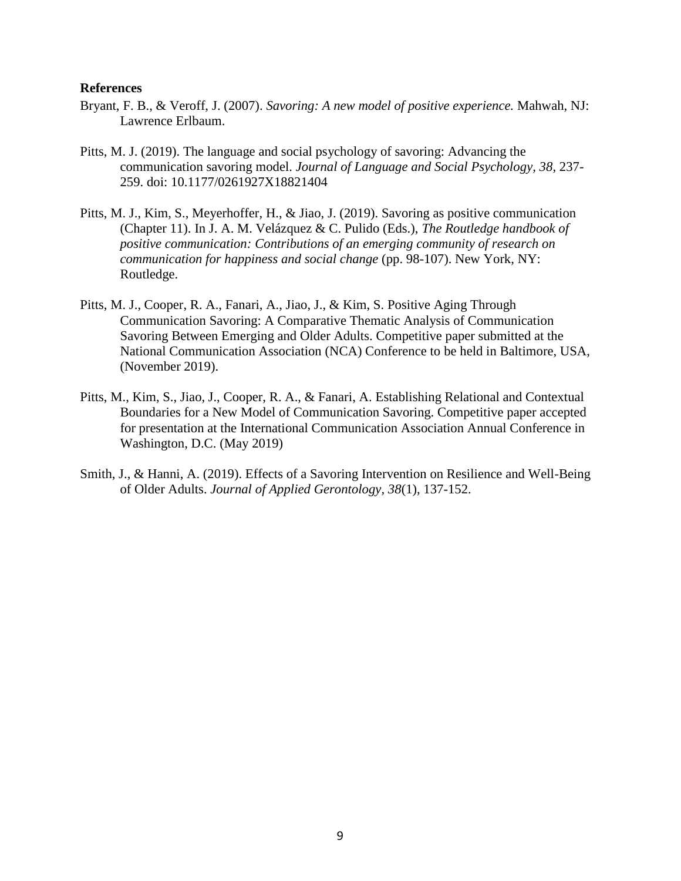**References**

Bryant, F. B., & Veroff, J. (2007). *Savoring: A new model of positive experience.* Mahwah, NJ: Lawrence Erlbaum.

Pitts, M. J. (2019). The language and social psychology of savoring: Advancing the communication savoring model. *Journal of Language and Social Psychology, 38*, 237-259. doi: 10.1177/0261927X18821404

Pitts, M. J., Kim, S., Meyerhoffer, H., & Jiao, J. (2019). Savoring as positive communication (Chapter 11). In J. A. M. Velázquez & C. Pulido (Eds.), *The Routledge handbook of positive communication: Contributions of an emerging community of research on communication for happiness and social change* (pp. 98-107). New York, NY: Routledge.

Pitts, M. J., Cooper, R. A., Fanari, A., Jiao, J., & Kim, S. Positive Aging Through Communication Savoring: A Comparative Thematic Analysis of Communication Savoring Between Emerging and Older Adults. Competitive paper submitted at the National Communication Association (NCA) Conference to be held in Baltimore, USA, (November 2019).

Pitts, M., Kim, S., Jiao, J., Cooper, R. A., & Fanari, A. Establishing Relational and Contextual Boundaries for a New Model of Communication Savoring. Competitive paper accepted for presentation at the International Communication Association Annual Conference in Washington, D.C. (May 2019)

Smith, J., & Hanni, A. (2019). Effects of a Savoring Intervention on Resilience and Well-Being of Older Adults. *Journal of Applied Gerontology, 38*(1), 137-152.